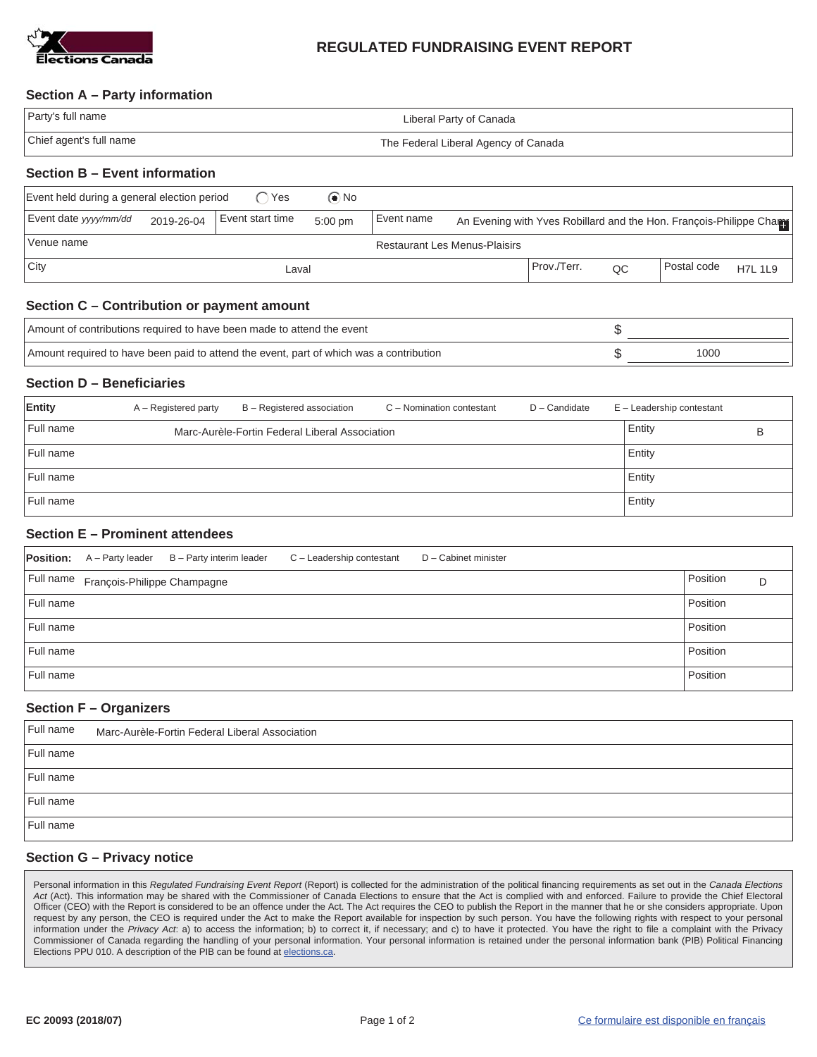Elections Canada

# REGULATED FUNDRAISING EVENT REPORT

## Section A – Party information

| | |
|---|---|
| Party's full name | Liberal Party of Canada |
| Chief agent's full name | The Federal Liberal Agency of Canada |

## Section B – Event information

| | | | | | |
|---|---|---|---|---|---|
| Event held during a general election period | ◯ Yes | ◉ No | | | |
| Event date *yyyy/mm/dd* | 2019-26-04 | Event start time | 5:00 pm | Event name | An Evening with Yves Robillard and the Hon. François-Philippe Cham |
| Venue name | Restaurant Les Menus-Plaisirs | | | | |
| City | Laval | Prov./Terr. | QC | Postal code | H7L 1L9 |

## Section C – Contribution or payment amount

| | |
|---|---|
| Amount of contributions required to have been made to attend the event | $ |
| Amount required to have been paid to attend the event, part of which was a contribution | $ 1000 |

## Section D – Beneficiaries

**Entity** A – Registered party B – Registered association C – Nomination contestant D – Candidate E – Leadership contestant

| Full name | Entity |
|---|---|
| Marc-Aurèle-Fortin Federal Liberal Association | B |
| | |
| | |
| | |

## Section E – Prominent attendees

**Position:** A – Party leader B – Party interim leader C – Leadership contestant D – Cabinet minister

| Full name | Position |
|---|---|
| François-Philippe Champagne | D |
| | |
| | |
| | |
| | |

## Section F – Organizers

| Full name |
|---|
| Marc-Aurèle-Fortin Federal Liberal Association |
| |
| |
| |
| |

## Section G – Privacy notice

Personal information in this *Regulated Fundraising Event Report* (Report) is collected for the administration of the political financing requirements as set out in the *Canada Elections Act* (Act). This information may be shared with the Commissioner of Canada Elections to ensure that the Act is complied with and enforced. Failure to provide the Chief Electoral Officer (CEO) with the Report is considered to be an offence under the Act. The Act requires the CEO to publish the Report in the manner that he or she considers appropriate. Upon request by any person, the CEO is required under the Act to make the Report available for inspection by such person. You have the following rights with respect to your personal information under the *Privacy Act*: a) to access the information; b) to correct it, if necessary; and c) to have it protected. You have the right to file a complaint with the Privacy Commissioner of Canada regarding the handling of your personal information. Your personal information is retained under the personal information bank (PIB) Political Financing Elections PPU 010. A description of the PIB can be found at elections.ca.

EC 20093 (2018/07)

Ce formulaire est disponible en français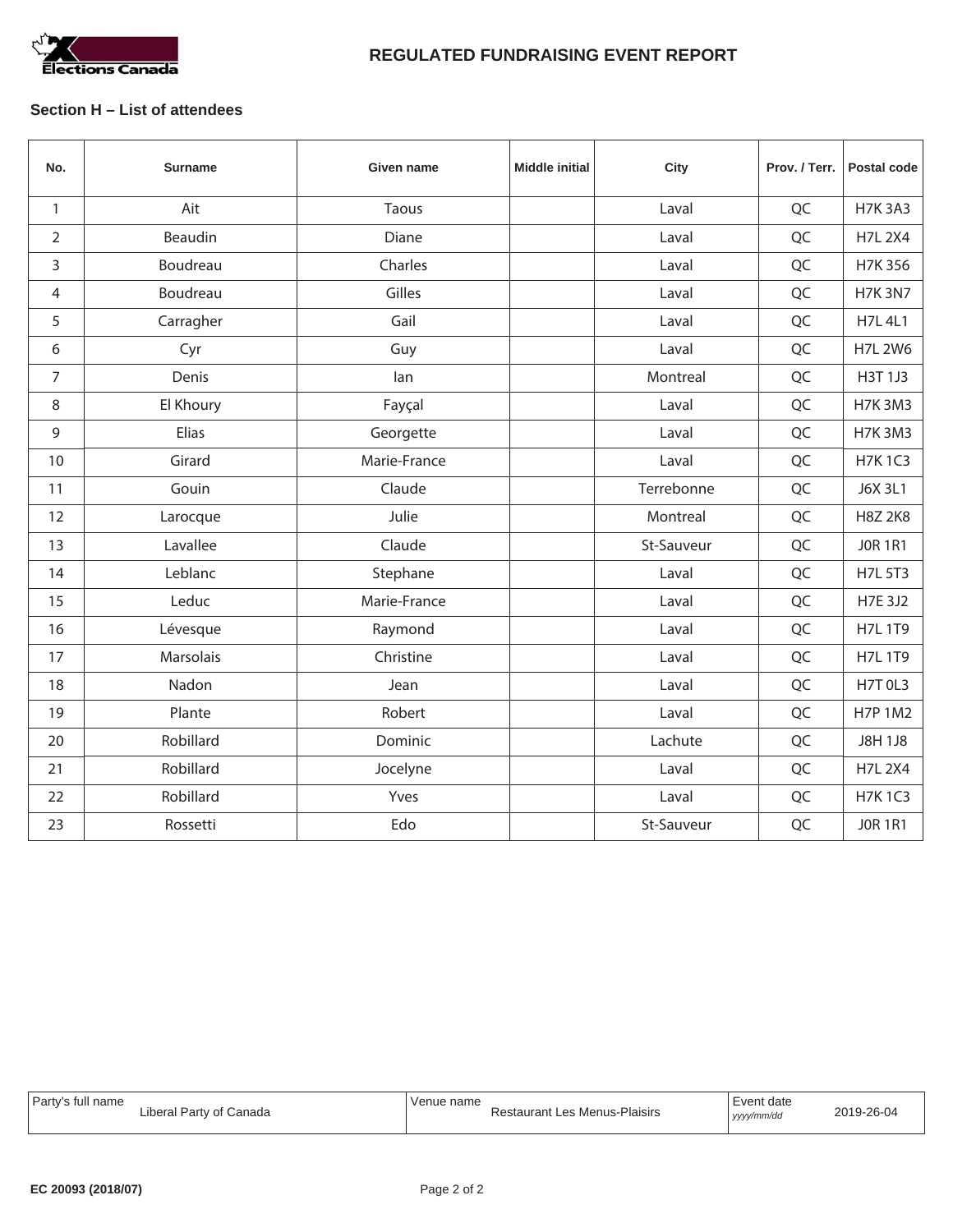Elections Canada

# REGULATED FUNDRAISING EVENT REPORT

## Section H – List of attendees

| No. | Surname | Given name | Middle initial | City | Prov. / Terr. | Postal code |
|---|---|---|---|---|---|---|
| 1 | Ait | Taous | | Laval | QC | H7K 3A3 |
| 2 | Beaudin | Diane | | Laval | QC | H7L 2X4 |
| 3 | Boudreau | Charles | | Laval | QC | H7K 356 |
| 4 | Boudreau | Gilles | | Laval | QC | H7K 3N7 |
| 5 | Carragher | Gail | | Laval | QC | H7L 4L1 |
| 6 | Cyr | Guy | | Laval | QC | H7L 2W6 |
| 7 | Denis | Ian | | Montreal | QC | H3T 1J3 |
| 8 | El Khoury | Fayçal | | Laval | QC | H7K 3M3 |
| 9 | Elias | Georgette | | Laval | QC | H7K 3M3 |
| 10 | Girard | Marie-France | | Laval | QC | H7K 1C3 |
| 11 | Gouin | Claude | | Terrebonne | QC | J6X 3L1 |
| 12 | Larocque | Julie | | Montreal | QC | H8Z 2K8 |
| 13 | Lavallee | Claude | | St-Sauveur | QC | J0R 1R1 |
| 14 | Leblanc | Stephane | | Laval | QC | H7L 5T3 |
| 15 | Leduc | Marie-France | | Laval | QC | H7E 3J2 |
| 16 | Lévesque | Raymond | | Laval | QC | H7L 1T9 |
| 17 | Marsolais | Christine | | Laval | QC | H7L 1T9 |
| 18 | Nadon | Jean | | Laval | QC | H7T 0L3 |
| 19 | Plante | Robert | | Laval | QC | H7P 1M2 |
| 20 | Robillard | Dominic | | Lachute | QC | J8H 1J8 |
| 21 | Robillard | Jocelyne | | Laval | QC | H7L 2X4 |
| 22 | Robillard | Yves | | Laval | QC | H7K 1C3 |
| 23 | Rossetti | Edo | | St-Sauveur | QC | J0R 1R1 |

| Party's full name | Venue name | Event date *yyyy/mm/dd* |
|---|---|---|
| Liberal Party of Canada | Restaurant Les Menus-Plaisirs | 2019-26-04 |

EC 20093 (2018/07)